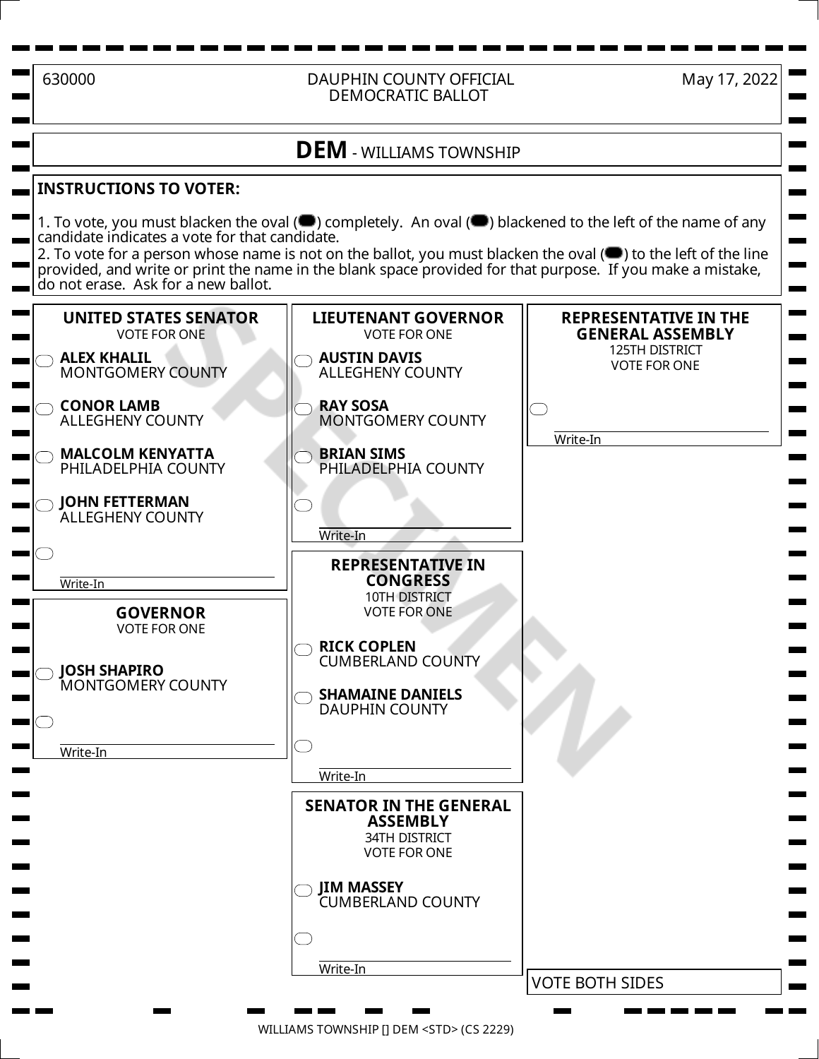630000

DAUPHIN COUNTY OFFICIAL
DEMOCRATIC BALLOT

May 17, 2022

# DEM - WILLIAMS TOWNSHIP

**INSTRUCTIONS TO VOTER:**

1. To vote, you must blacken the oval (⬬) completely. An oval (⬬) blackened to the left of the name of any candidate indicates a vote for that candidate.
2. To vote for a person whose name is not on the ballot, you must blacken the oval (⬬) to the left of the line provided, and write or print the name in the blank space provided for that purpose. If you make a mistake, do not erase. Ask for a new ballot.

## UNITED STATES SENATOR

VOTE FOR ONE

- ⬭ **ALEX KHALIL**
  MONTGOMERY COUNTY
- ⬭ **CONOR LAMB**
  ALLEGHENY COUNTY
- ⬭ **MALCOLM KENYATTA**
  PHILADELPHIA COUNTY
- ⬭ **JOHN FETTERMAN**
  ALLEGHENY COUNTY
- ⬭ ______________
  Write-In

## GOVERNOR

VOTE FOR ONE

- ⬭ **JOSH SHAPIRO**
  MONTGOMERY COUNTY
- ⬭ ______________
  Write-In

## LIEUTENANT GOVERNOR

VOTE FOR ONE

- ⬭ **AUSTIN DAVIS**
  ALLEGHENY COUNTY
- ⬭ **RAY SOSA**
  MONTGOMERY COUNTY
- ⬭ **BRIAN SIMS**
  PHILADELPHIA COUNTY
- ⬭ ______________
  Write-In

## REPRESENTATIVE IN CONGRESS

10TH DISTRICT
VOTE FOR ONE

- ⬭ **RICK COPLEN**
  CUMBERLAND COUNTY
- ⬭ **SHAMAINE DANIELS**
  DAUPHIN COUNTY
- ⬭ ______________
  Write-In

## SENATOR IN THE GENERAL ASSEMBLY

34TH DISTRICT
VOTE FOR ONE

- ⬭ **JIM MASSEY**
  CUMBERLAND COUNTY
- ⬭ ______________
  Write-In

## REPRESENTATIVE IN THE GENERAL ASSEMBLY

125TH DISTRICT
VOTE FOR ONE

- ⬭ ______________
  Write-In

VOTE BOTH SIDES

WILLIAMS TOWNSHIP [] DEM <STD> (CS 2229)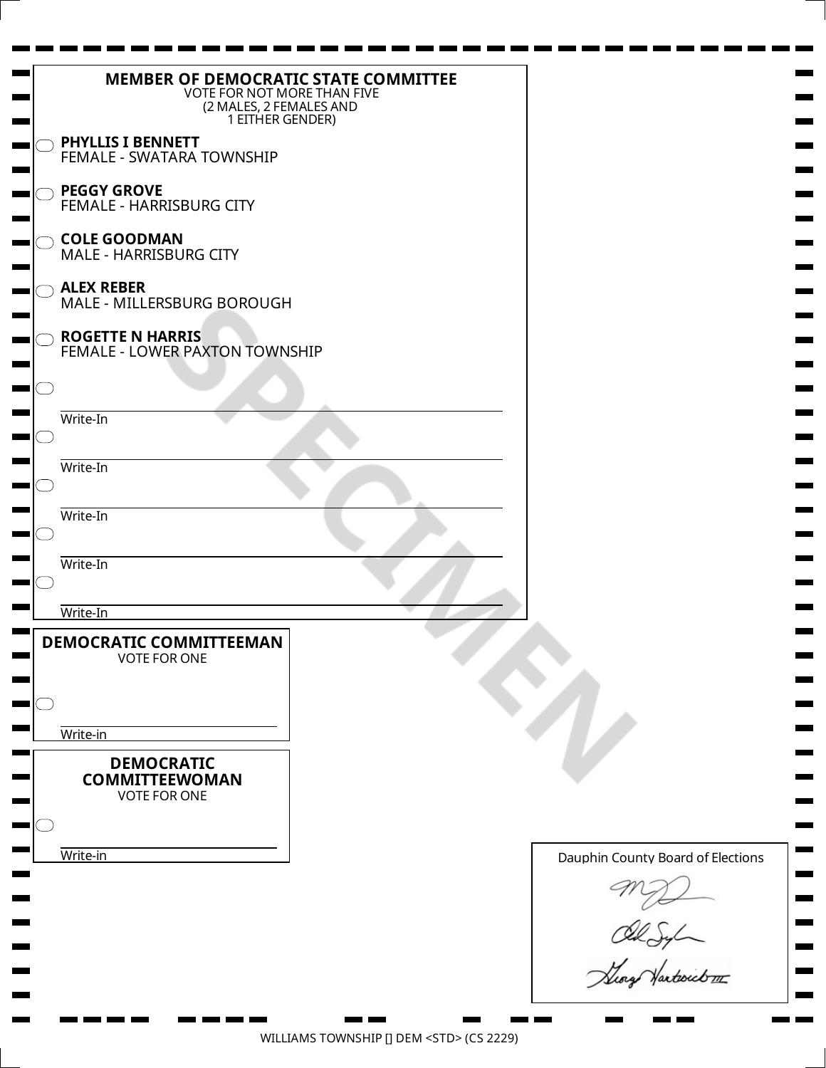## MEMBER OF DEMOCRATIC STATE COMMITTEE

VOTE FOR NOT MORE THAN FIVE
(2 MALES, 2 FEMALES AND
1 EITHER GENDER)

- **PHYLLIS I BENNETT**
  FEMALE - SWATARA TOWNSHIP
- **PEGGY GROVE**
  FEMALE - HARRISBURG CITY
- **COLE GOODMAN**
  MALE - HARRISBURG CITY
- **ALEX REBER**
  MALE - MILLERSBURG BOROUGH
- **ROGETTE N HARRIS**
  FEMALE - LOWER PAXTON TOWNSHIP
- Write-In
- Write-In
- Write-In
- Write-In
- Write-In

## DEMOCRATIC COMMITTEEMAN

VOTE FOR ONE

- Write-in

## DEMOCRATIC COMMITTEEWOMAN

VOTE FOR ONE

- Write-in

SPECIMEN

Dauphin County Board of Elections

WILLIAMS TOWNSHIP [] DEM <STD> (CS 2229)